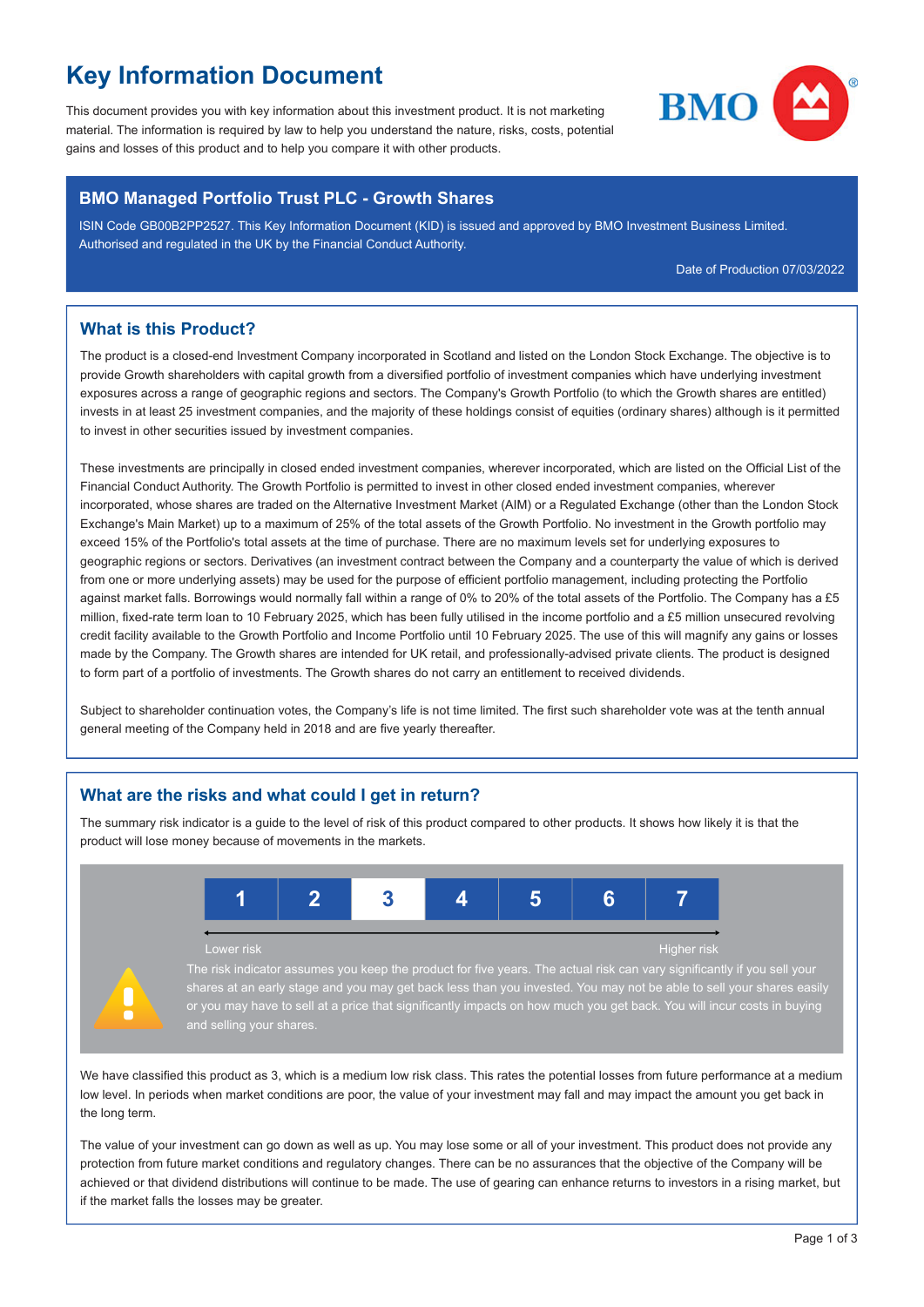# Key Information Document

This document provides you with key information about this investment product. It is not marketing material. The information is required by law to help you understand the nature, risks, costs, potential gains and losses of this product and to help you compare it with other products.

## BMO Managed Portfolio Trust PLC - Growth Shares

ISIN Code GB00B2PP2527. This Key Information Document (KID) is issued and approved by BMO Investment Business Limited. Authorised and regulated in the UK by the Financial Conduct Authority.

Date of Production 07/03/2022

## What is this Product?

The product is a closed-end Investment Company incorporated in Scotland and listed on the London Stock Exchange. The objective is to provide Growth shareholders with capital growth from a diversified portfolio of investment companies which have underlying investment exposures across a range of geographic regions and sectors. The Company's Growth Portfolio (to which the Growth shares are entitled) invests in at least 25 investment companies, and the majority of these holdings consist of equities (ordinary shares) although is it permitted to invest in other securities issued by investment companies.

These investments are principally in closed ended investment companies, wherever incorporated, which are listed on the Official List of the Financial Conduct Authority. The Growth Portfolio is permitted to invest in other closed ended investment companies, wherever incorporated, whose shares are traded on the Alternative Investment Market (AIM) or a Regulated Exchange (other than the London Stock Exchange's Main Market) up to a maximum of 25% of the total assets of the Growth Portfolio. No investment in the Growth portfolio may exceed 15% of the Portfolio's total assets at the time of purchase. There are no maximum levels set for underlying exposures to geographic regions or sectors. Derivatives (an investment contract between the Company and a counterparty the value of which is derived from one or more underlying assets) may be used for the purpose of efficient portfolio management, including protecting the Portfolio against market falls. Borrowings would normally fall within a range of 0% to 20% of the total assets of the Portfolio. The Company has a £5 million, fixed-rate term loan to 10 February 2025, which has been fully utilised in the income portfolio and a £5 million unsecured revolving credit facility available to the Growth Portfolio and Income Portfolio until 10 February 2025. The use of this will magnify any gains or losses made by the Company. The Growth shares are intended for UK retail, and professionally-advised private clients. The product is designed to form part of a portfolio of investments. The Growth shares do not carry an entitlement to received dividends.

Subject to shareholder continuation votes, the Company's life is not time limited. The first such shareholder vote was at the tenth annual general meeting of the Company held in 2018 and are five yearly thereafter.

## What are the risks and what could I get in return?

The summary risk indicator is a guide to the level of risk of this product compared to other products. It shows how likely it is that the product will lose money because of movements in the markets.

| 1 | 2 | **3** | 4 | 5 | 6 | 7 |
|---|---|---|---|---|---|---|

Lower risk — Higher risk

The risk indicator assumes you keep the product for five years. The actual risk can vary significantly if you sell your shares at an early stage and you may get back less than you invested. You may not be able to sell your shares easily or you may have to sell at a price that significantly impacts on how much you get back. You will incur costs in buying and selling your shares.

We have classified this product as 3, which is a medium low risk class. This rates the potential losses from future performance at a medium low level. In periods when market conditions are poor, the value of your investment may fall and may impact the amount you get back in the long term.

The value of your investment can go down as well as up. You may lose some or all of your investment. This product does not provide any protection from future market conditions and regulatory changes. There can be no assurances that the objective of the Company will be achieved or that dividend distributions will continue to be made. The use of gearing can enhance returns to investors in a rising market, but if the market falls the losses may be greater.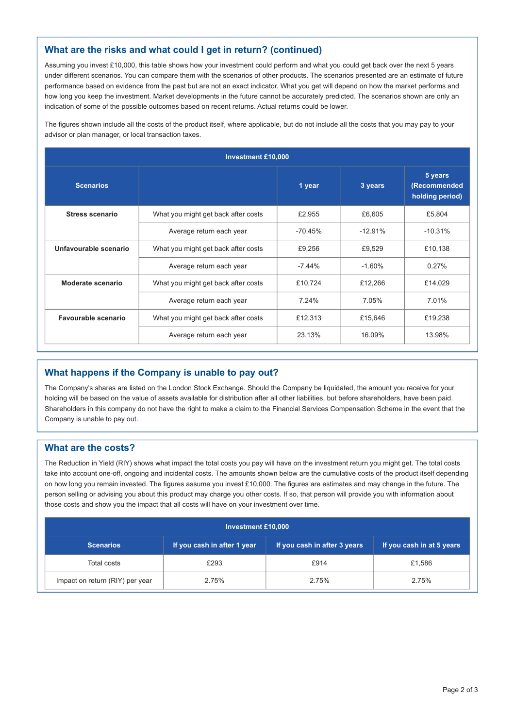## What are the risks and what could I get in return? (continued)

Assuming you invest £10,000, this table shows how your investment could perform and what you could get back over the next 5 years under different scenarios. You can compare them with the scenarios of other products. The scenarios presented are an estimate of future performance based on evidence from the past but are not an exact indicator. What you get will depend on how the market performs and how long you keep the investment. Market developments in the future cannot be accurately predicted. The scenarios shown are only an indication of some of the possible outcomes based on recent returns. Actual returns could be lower.

The figures shown include all the costs of the product itself, where applicable, but do not include all the costs that you may pay to your advisor or plan manager, or local transaction taxes.

| Investment £10,000 | | | | |
|---|---|---|---|---|
| **Scenarios** | | **1 year** | **3 years** | **5 years (Recommended holding period)** |
| **Stress scenario** | What you might get back after costs | £2,955 | £6,605 | £5,804 |
| | Average return each year | -70.45% | -12.91% | -10.31% |
| **Unfavourable scenario** | What you might get back after costs | £9,256 | £9,529 | £10,138 |
| | Average return each year | -7.44% | -1.60% | 0.27% |
| **Moderate scenario** | What you might get back after costs | £10,724 | £12,266 | £14,029 |
| | Average return each year | 7.24% | 7.05% | 7.01% |
| **Favourable scenario** | What you might get back after costs | £12,313 | £15,646 | £19,238 |
| | Average return each year | 23.13% | 16.09% | 13.98% |

## What happens if the Company is unable to pay out?

The Company's shares are listed on the London Stock Exchange. Should the Company be liquidated, the amount you receive for your holding will be based on the value of assets available for distribution after all other liabilities, but before shareholders, have been paid. Shareholders in this company do not have the right to make a claim to the Financial Services Compensation Scheme in the event that the Company is unable to pay out.

## What are the costs?

The Reduction in Yield (RIY) shows what impact the total costs you pay will have on the investment return you might get. The total costs take into account one-off, ongoing and incidental costs. The amounts shown below are the cumulative costs of the product itself depending on how long you remain invested. The figures assume you invest £10,000. The figures are estimates and may change in the future. The person selling or advising you about this product may charge you other costs. If so, that person will provide you with information about those costs and show you the impact that all costs will have on your investment over time.

| Investment £10,000 | | | |
|---|---|---|---|
| **Scenarios** | **If you cash in after 1 year** | **If you cash in after 3 years** | **If you cash in at 5 years** |
| Total costs | £293 | £914 | £1,586 |
| Impact on return (RIY) per year | 2.75% | 2.75% | 2.75% |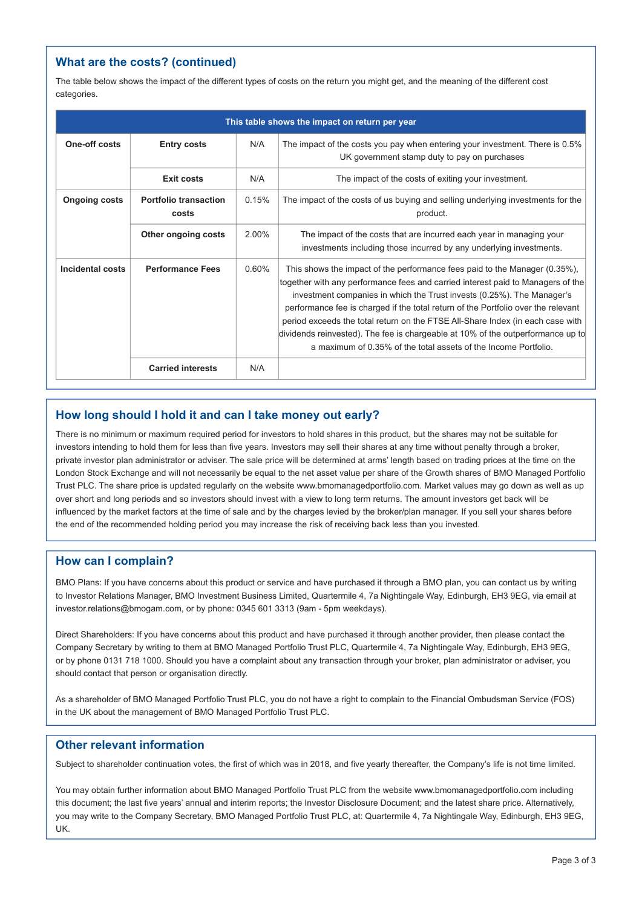## What are the costs? (continued)

The table below shows the impact of the different types of costs on the return you might get, and the meaning of the different cost categories.

| This table shows the impact on return per year | | | |
|---|---|---|---|
| **One-off costs** | **Entry costs** | N/A | The impact of the costs you pay when entering your investment. There is 0.5% UK government stamp duty to pay on purchases |
| | **Exit costs** | N/A | The impact of the costs of exiting your investment. |
| **Ongoing costs** | **Portfolio transaction costs** | 0.15% | The impact of the costs of us buying and selling underlying investments for the product. |
| | **Other ongoing costs** | 2.00% | The impact of the costs that are incurred each year in managing your investments including those incurred by any underlying investments. |
| **Incidental costs** | **Performance Fees** | 0.60% | This shows the impact of the performance fees paid to the Manager (0.35%), together with any performance fees and carried interest paid to Managers of the investment companies in which the Trust invests (0.25%). The Manager's performance fee is charged if the total return of the Portfolio over the relevant period exceeds the total return on the FTSE All-Share Index (in each case with dividends reinvested). The fee is chargeable at 10% of the outperformance up to a maximum of 0.35% of the total assets of the Income Portfolio. |
| | **Carried interests** | N/A | |

## How long should I hold it and can I take money out early?

There is no minimum or maximum required period for investors to hold shares in this product, but the shares may not be suitable for investors intending to hold them for less than five years. Investors may sell their shares at any time without penalty through a broker, private investor plan administrator or adviser. The sale price will be determined at arms' length based on trading prices at the time on the London Stock Exchange and will not necessarily be equal to the net asset value per share of the Growth shares of BMO Managed Portfolio Trust PLC. The share price is updated regularly on the website www.bmomanagedportfolio.com. Market values may go down as well as up over short and long periods and so investors should invest with a view to long term returns. The amount investors get back will be influenced by the market factors at the time of sale and by the charges levied by the broker/plan manager. If you sell your shares before the end of the recommended holding period you may increase the risk of receiving back less than you invested.

## How can I complain?

BMO Plans: If you have concerns about this product or service and have purchased it through a BMO plan, you can contact us by writing to Investor Relations Manager, BMO Investment Business Limited, Quartermile 4, 7a Nightingale Way, Edinburgh, EH3 9EG, via email at investor.relations@bmogam.com, or by phone: 0345 601 3313 (9am - 5pm weekdays).

Direct Shareholders: If you have concerns about this product and have purchased it through another provider, then please contact the Company Secretary by writing to them at BMO Managed Portfolio Trust PLC, Quartermile 4, 7a Nightingale Way, Edinburgh, EH3 9EG, or by phone 0131 718 1000. Should you have a complaint about any transaction through your broker, plan administrator or adviser, you should contact that person or organisation directly.

As a shareholder of BMO Managed Portfolio Trust PLC, you do not have a right to complain to the Financial Ombudsman Service (FOS) in the UK about the management of BMO Managed Portfolio Trust PLC.

## Other relevant information

Subject to shareholder continuation votes, the first of which was in 2018, and five yearly thereafter, the Company's life is not time limited.

You may obtain further information about BMO Managed Portfolio Trust PLC from the website www.bmomanagedportfolio.com including this document; the last five years' annual and interim reports; the Investor Disclosure Document; and the latest share price. Alternatively, you may write to the Company Secretary, BMO Managed Portfolio Trust PLC, at: Quartermile 4, 7a Nightingale Way, Edinburgh, EH3 9EG, UK.